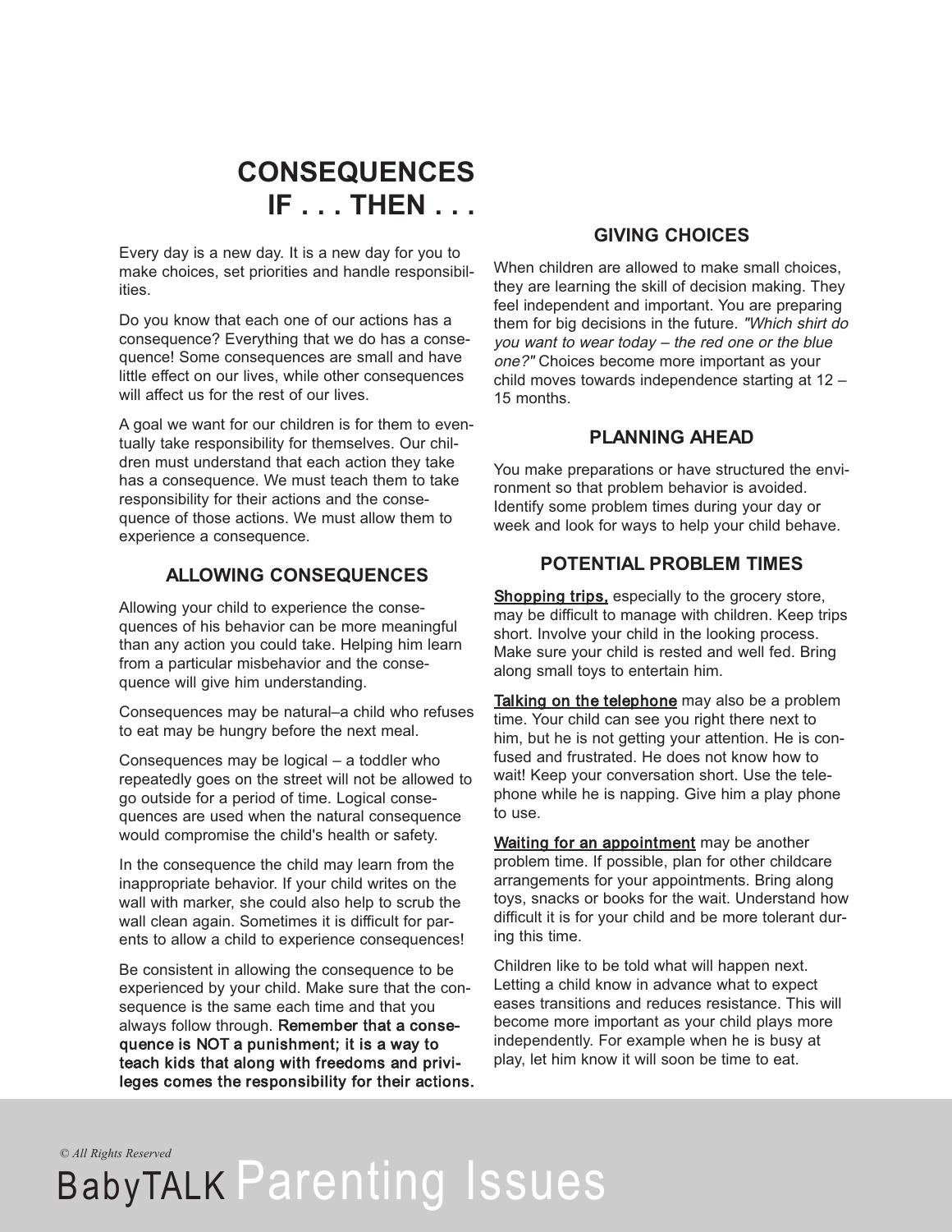# CONSEQUENCES IF . . . THEN . . .

Every day is a new day. It is a new day for you to make choices, set priorities and handle responsibilities.

Do you know that each one of our actions has a consequence? Everything that we do has a consequence! Some consequences are small and have little effect on our lives, while other consequences will affect us for the rest of our lives.

A goal we want for our children is for them to eventually take responsibility for themselves. Our children must understand that each action they take has a consequence. We must teach them to take responsibility for their actions and the consequence of those actions. We must allow them to experience a consequence.

## ALLOWING CONSEQUENCES

Allowing your child to experience the consequences of his behavior can be more meaningful than any action you could take. Helping him learn from a particular misbehavior and the consequence will give him understanding.

Consequences may be natural–a child who refuses to eat may be hungry before the next meal.

Consequences may be logical – a toddler who repeatedly goes on the street will not be allowed to go outside for a period of time. Logical consequences are used when the natural consequence would compromise the child's health or safety.

In the consequence the child may learn from the inappropriate behavior. If your child writes on the wall with marker, she could also help to scrub the wall clean again. Sometimes it is difficult for parents to allow a child to experience consequences!

Be consistent in allowing the consequence to be experienced by your child. Make sure that the consequence is the same each time and that you always follow through. **Remember that a consequence is NOT a punishment; it is a way to teach kids that along with freedoms and privileges comes the responsibility for their actions.**

## GIVING CHOICES

When children are allowed to make small choices, they are learning the skill of decision making. They feel independent and important. You are preparing them for big decisions in the future. *"Which shirt do you want to wear today – the red one or the blue one?"* Choices become more important as your child moves towards independence starting at 12 – 15 months.

## PLANNING AHEAD

You make preparations or have structured the environment so that problem behavior is avoided. Identify some problem times during your day or week and look for ways to help your child behave.

## POTENTIAL PROBLEM TIMES

**Shopping trips,** especially to the grocery store, may be difficult to manage with children. Keep trips short. Involve your child in the looking process. Make sure your child is rested and well fed. Bring along small toys to entertain him.

**Talking on the telephone** may also be a problem time. Your child can see you right there next to him, but he is not getting your attention. He is confused and frustrated. He does not know how to wait! Keep your conversation short. Use the telephone while he is napping. Give him a play phone to use.

**Waiting for an appointment** may be another problem time. If possible, plan for other childcare arrangements for your appointments. Bring along toys, snacks or books for the wait. Understand how difficult it is for your child and be more tolerant during this time.

Children like to be told what will happen next. Letting a child know in advance what to expect eases transitions and reduces resistance. This will become more important as your child plays more independently. For example when he is busy at play, let him know it will soon be time to eat.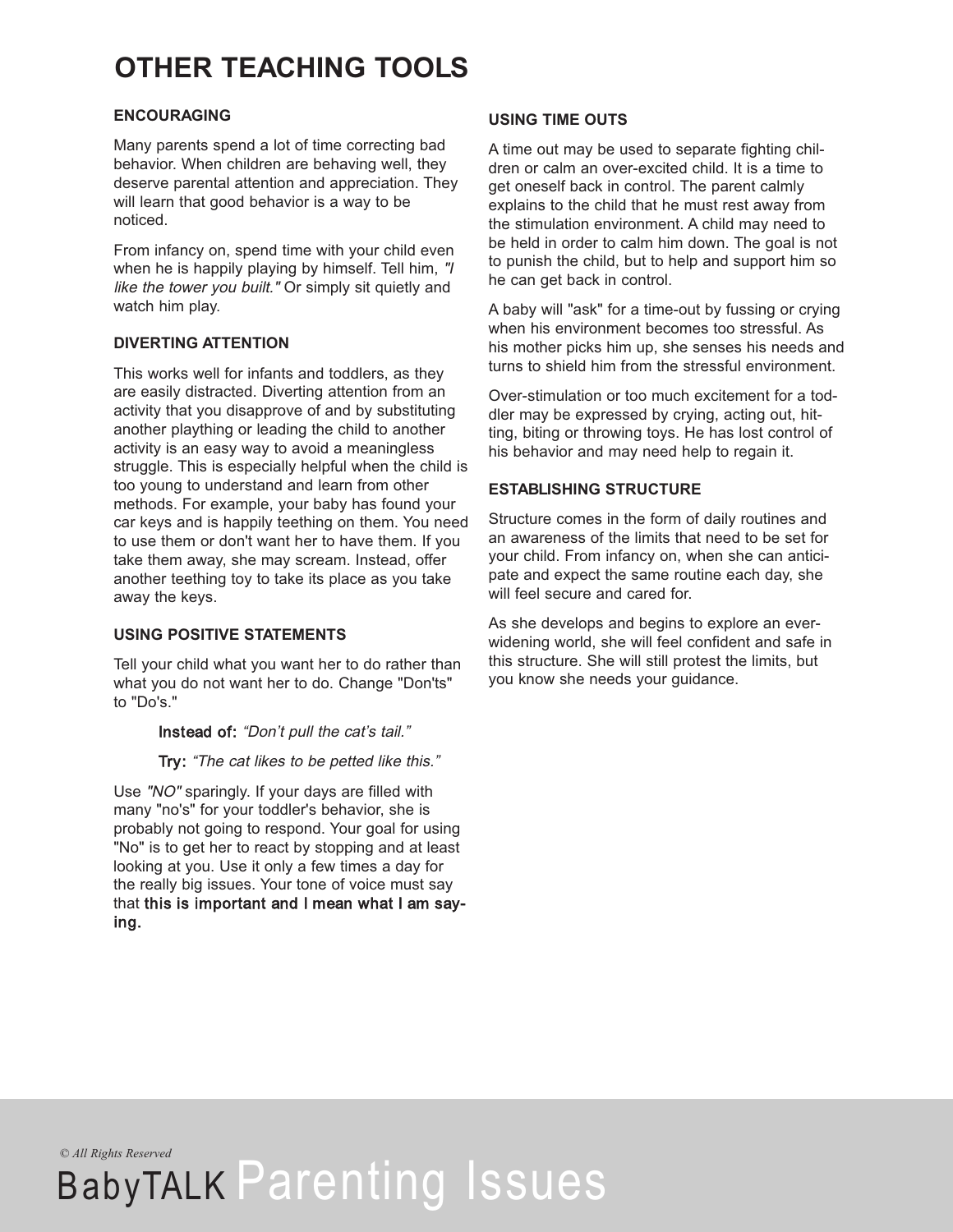# OTHER TEACHING TOOLS

### ENCOURAGING

Many parents spend a lot of time correcting bad behavior. When children are behaving well, they deserve parental attention and appreciation. They will learn that good behavior is a way to be noticed.

From infancy on, spend time with your child even when he is happily playing by himself. Tell him, *"I like the tower you built."* Or simply sit quietly and watch him play.

### DIVERTING ATTENTION

This works well for infants and toddlers, as they are easily distracted. Diverting attention from an activity that you disapprove of and by substituting another plaything or leading the child to another activity is an easy way to avoid a meaningless struggle. This is especially helpful when the child is too young to understand and learn from other methods. For example, your baby has found your car keys and is happily teething on them. You need to use them or don't want her to have them. If you take them away, she may scream. Instead, offer another teething toy to take its place as you take away the keys.

### USING POSITIVE STATEMENTS

Tell your child what you want her to do rather than what you do not want her to do. Change "Don'ts" to "Do's."

> **Instead of:** *"Don't pull the cat's tail."*
>
> **Try:** *"The cat likes to be petted like this."*

Use *"NO"* sparingly. If your days are filled with many "no's" for your toddler's behavior, she is probably not going to respond. Your goal for using "No" is to get her to react by stopping and at least looking at you. Use it only a few times a day for the really big issues. Your tone of voice must say that **this is important and I mean what I am saying.**

### USING TIME OUTS

A time out may be used to separate fighting children or calm an over-excited child. It is a time to get oneself back in control. The parent calmly explains to the child that he must rest away from the stimulation environment. A child may need to be held in order to calm him down. The goal is not to punish the child, but to help and support him so he can get back in control.

A baby will "ask" for a time-out by fussing or crying when his environment becomes too stressful. As his mother picks him up, she senses his needs and turns to shield him from the stressful environment.

Over-stimulation or too much excitement for a toddler may be expressed by crying, acting out, hitting, biting or throwing toys. He has lost control of his behavior and may need help to regain it.

### ESTABLISHING STRUCTURE

Structure comes in the form of daily routines and an awareness of the limits that need to be set for your child. From infancy on, when she can anticipate and expect the same routine each day, she will feel secure and cared for.

As she develops and begins to explore an ever-widening world, she will feel confident and safe in this structure. She will still protest the limits, but you know she needs your guidance.